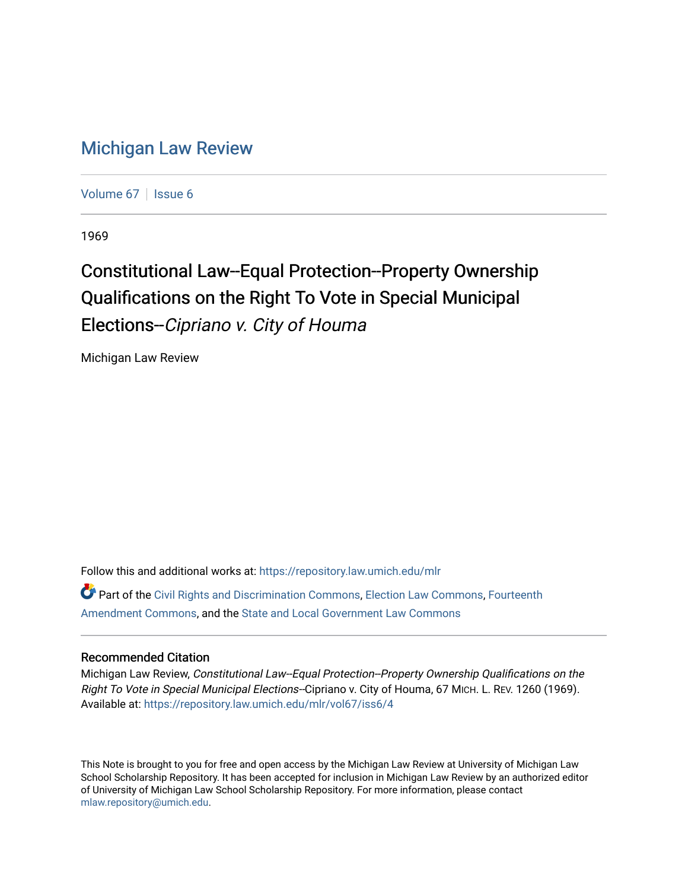# Michigan Law Review

Volume 67 | Issue 6

1969

## Constitutional Law--Equal Protection--Property Ownership Qualifications on the Right To Vote in Special Municipal Elections--*Cipriano v. City of Houma*

Michigan Law Review

Follow this and additional works at: https://repository.law.umich.edu/mlr

Part of the Civil Rights and Discrimination Commons, Election Law Commons, Fourteenth Amendment Commons, and the State and Local Government Law Commons

### Recommended Citation

Michigan Law Review, *Constitutional Law--Equal Protection--Property Ownership Qualifications on the Right To Vote in Special Municipal Elections*--Cipriano v. City of Houma, 67 MICH. L. REV. 1260 (1969).
Available at: https://repository.law.umich.edu/mlr/vol67/iss6/4

This Note is brought to you for free and open access by the Michigan Law Review at University of Michigan Law School Scholarship Repository. It has been accepted for inclusion in Michigan Law Review by an authorized editor of University of Michigan Law School Scholarship Repository. For more information, please contact mlaw.repository@umich.edu.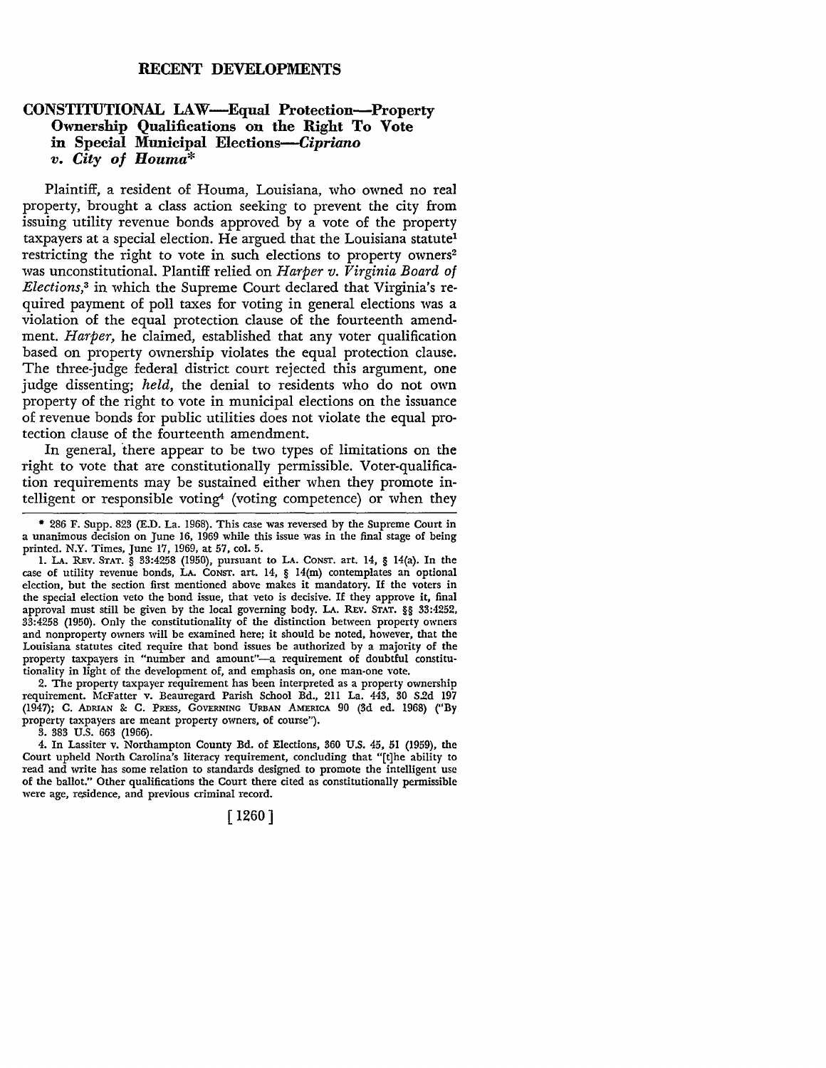## RECENT DEVELOPMENTS

### CONSTITUTIONAL LAW—Equal Protection—Property Ownership Qualifications on the Right To Vote in Special Municipal Elections—*Cipriano v. City of Houma*\*

Plaintiff, a resident of Houma, Louisiana, who owned no real property, brought a class action seeking to prevent the city from issuing utility revenue bonds approved by a vote of the property taxpayers at a special election. He argued that the Louisiana statute[1] restricting the right to vote in such elections to property owners[2] was unconstitutional. Plantiff relied on *Harper v. Virginia Board of Elections*,[3] in which the Supreme Court declared that Virginia's required payment of poll taxes for voting in general elections was a violation of the equal protection clause of the fourteenth amendment. *Harper*, he claimed, established that any voter qualification based on property ownership violates the equal protection clause. The three-judge federal district court rejected this argument, one judge dissenting; *held*, the denial to residents who do not own property of the right to vote in municipal elections on the issuance of revenue bonds for public utilities does not violate the equal protection clause of the fourteenth amendment.

In general, there appear to be two types of limitations on the right to vote that are constitutionally permissible. Voter-qualification requirements may be sustained either when they promote intelligent or responsible voting[4] (voting competence) or when they

---

\* 286 F. Supp. 823 (E.D. La. 1968). This case was reversed by the Supreme Court in a unanimous decision on June 16, 1969 while this issue was in the final stage of being printed. N.Y. Times, June 17, 1969, at 57, col. 5.

1. LA. REV. STAT. § 33:4258 (1950), pursuant to LA. CONST. art. 14, § 14(a). In the case of utility revenue bonds, LA. CONST. art. 14, § 14(m) contemplates an optional election, but the section first mentioned above makes it mandatory. If the voters in the special election veto the bond issue, that veto is decisive. If they approve it, final approval must still be given by the local governing body. LA. REV. STAT. §§ 33:4252, 33:4258 (1950). Only the constitutionality of the distinction between property owners and nonproperty owners will be examined here; it should be noted, however, that the Louisiana statutes cited require that bond issues be authorized by a majority of the property taxpayers in "number and amount"—a requirement of doubtful constitutionality in light of the development of, and emphasis on, one man-one vote.

2. The property taxpayer requirement has been interpreted as a property ownership requirement. McFatter v. Beauregard Parish School Bd., 211 La. 443, 30 S.2d 197 (1947); C. ADRIAN & C. PRESS, GOVERNING URBAN AMERICA 90 (3d ed. 1968) ("By property taxpayers are meant property owners, of course").

3. 383 U.S. 663 (1966).

4. In Lassiter v. Northampton County Bd. of Elections, 360 U.S. 45, 51 (1959), the Court upheld North Carolina's literacy requirement, concluding that "[t]he ability to read and write has some relation to standards designed to promote the intelligent use of the ballot." Other qualifications the Court there cited as constitutionally permissible were age, residence, and previous criminal record.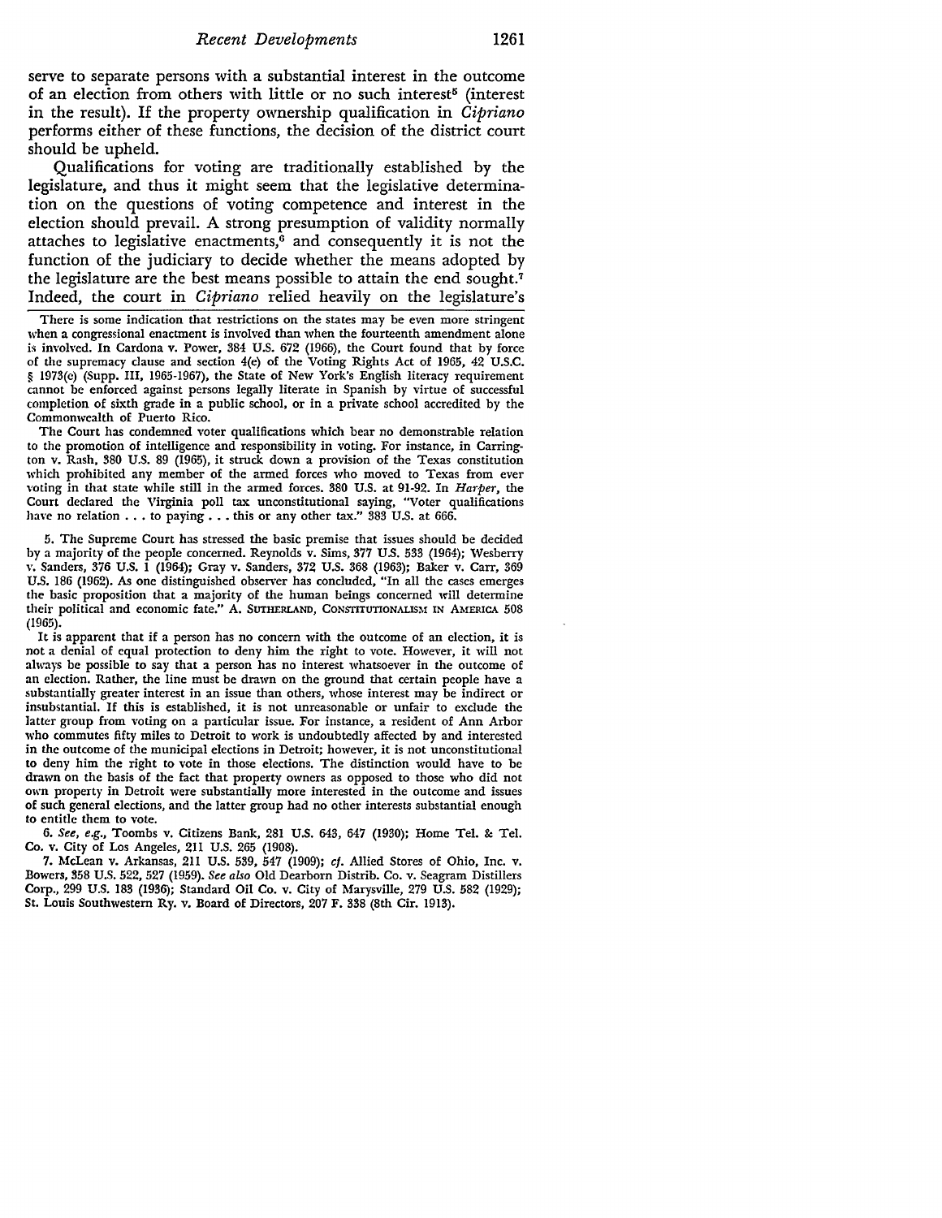serve to separate persons with a substantial interest in the outcome of an election from others with little or no such interest[5] (interest in the result). If the property ownership qualification in *Cipriano* performs either of these functions, the decision of the district court should be upheld.

Qualifications for voting are traditionally established by the legislature, and thus it might seem that the legislative determination on the questions of voting competence and interest in the election should prevail. A strong presumption of validity normally attaches to legislative enactments,[6] and consequently it is not the function of the judiciary to decide whether the means adopted by the legislature are the best means possible to attain the end sought.[7] Indeed, the court in *Cipriano* relied heavily on the legislature's

---

There is some indication that restrictions on the states may be even more stringent when a congressional enactment is involved than when the fourteenth amendment alone is involved. In Cardona v. Power, 384 U.S. 672 (1966), the Court found that by force of the supremacy clause and section 4(e) of the Voting Rights Act of 1965, 42 U.S.C. § 1973(e) (Supp. III, 1965-1967), the State of New York's English literacy requirement cannot be enforced against persons legally literate in Spanish by virtue of successful completion of sixth grade in a public school, or in a private school accredited by the Commonwealth of Puerto Rico.

The Court has condemned voter qualifications which bear no demonstrable relation to the promotion of intelligence and responsibility in voting. For instance, in Carrington v. Rash, 380 U.S. 89 (1965), it struck down a provision of the Texas constitution which prohibited any member of the armed forces who moved to Texas from ever voting in that state while still in the armed forces. 380 U.S. at 91-92. In *Harper*, the Court declared the Virginia poll tax unconstitutional saying, "Voter qualifications have no relation . . . to paying . . . this or any other tax." 383 U.S. at 666.

5. The Supreme Court has stressed the basic premise that issues should be decided by a majority of the people concerned. Reynolds v. Sims, 377 U.S. 533 (1964); Wesberry v. Sanders, 376 U.S. 1 (1964); Gray v. Sanders, 372 U.S. 368 (1963); Baker v. Carr, 369 U.S. 186 (1962). As one distinguished observer has concluded, "In all the cases emerges the basic proposition that a majority of the human beings concerned will determine their political and economic fate." A. SUTHERLAND, CONSTITUTIONALISM IN AMERICA 508 (1965).

It is apparent that if a person has no concern with the outcome of an election, it is not a denial of equal protection to deny him the right to vote. However, it will not always be possible to say that a person has no interest whatsoever in the outcome of an election. Rather, the line must be drawn on the ground that certain people have a substantially greater interest in an issue than others, whose interest may be indirect or insubstantial. If this is established, it is not unreasonable or unfair to exclude the latter group from voting on a particular issue. For instance, a resident of Ann Arbor who commutes fifty miles to Detroit to work is undoubtedly affected by and interested in the outcome of the municipal elections in Detroit; however, it is not unconstitutional to deny him the right to vote in those elections. The distinction would have to be drawn on the basis of the fact that property owners as opposed to those who did not own property in Detroit were substantially more interested in the outcome and issues of such general elections, and the latter group had no other interests substantial enough to entitle them to vote.

6. *See, e.g.*, Toombs v. Citizens Bank, 281 U.S. 643, 647 (1930); Home Tel. & Tel. Co. v. City of Los Angeles, 211 U.S. 265 (1908).

7. McLean v. Arkansas, 211 U.S. 539, 547 (1909); *cf.* Allied Stores of Ohio, Inc. v. Bowers, 358 U.S. 522, 527 (1959). *See also* Old Dearborn Distrib. Co. v. Seagram Distillers Corp., 299 U.S. 183 (1936); Standard Oil Co. v. City of Marysville, 279 U.S. 582 (1929); St. Louis Southwestern Ry. v. Board of Directors, 207 F. 338 (8th Cir. 1913).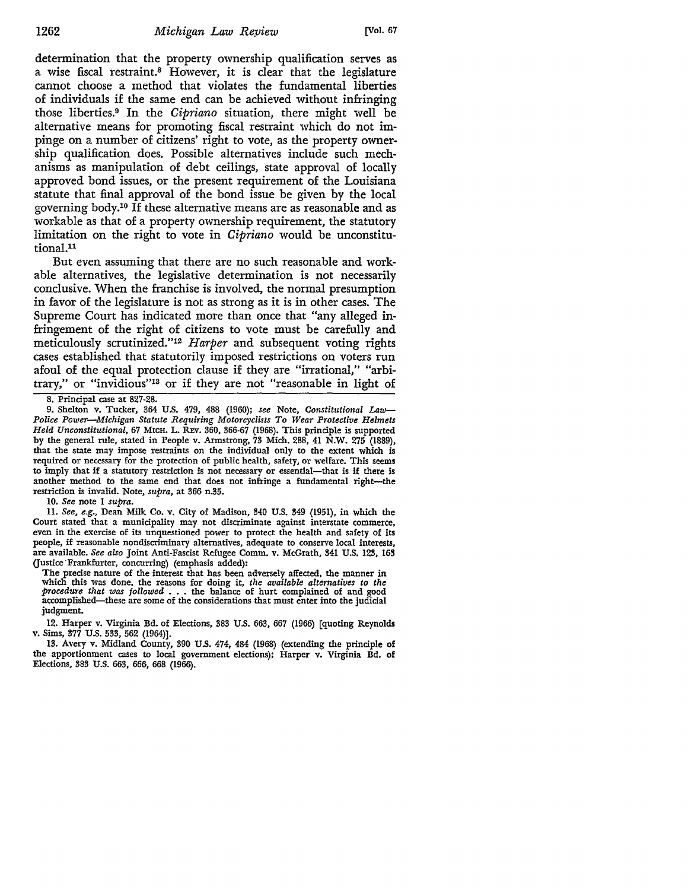determination that the property ownership qualification serves as a wise fiscal restraint.[8] However, it is clear that the legislature cannot choose a method that violates the fundamental liberties of individuals if the same end can be achieved without infringing those liberties.[9] In the *Cipriano* situation, there might well be alternative means for promoting fiscal restraint which do not impinge on a number of citizens' right to vote, as the property ownership qualification does. Possible alternatives include such mechanisms as manipulation of debt ceilings, state approval of locally approved bond issues, or the present requirement of the Louisiana statute that final approval of the bond issue be given by the local governing body.[10] If these alternative means are as reasonable and as workable as that of a property ownership requirement, the statutory limitation on the right to vote in *Cipriano* would be unconstitutional.[11]

But even assuming that there are no such reasonable and workable alternatives, the legislative determination is not necessarily conclusive. When the franchise is involved, the normal presumption in favor of the legislature is not as strong as it is in other cases. The Supreme Court has indicated more than once that "any alleged infringement of the right of citizens to vote must be carefully and meticulously scrutinized."[12] *Harper* and subsequent voting rights cases established that statutorily imposed restrictions on voters run afoul of the equal protection clause if they are "irrational," "arbitrary," or "invidious"[13] or if they are not "reasonable in light of

---

8. Principal case at 827-28.

9. Shelton v. Tucker, 364 U.S. 479, 488 (1960); *see* Note, *Constitutional Law—Police Power—Michigan Statute Requiring Motorcyclists To Wear Protective Helmets Held Unconstitutional*, 67 MICH. L. REV. 360, 366-67 (1968). This principle is supported by the general rule, stated in People v. Armstrong, 73 Mich. 288, 41 N.W. 275 (1889), that the state may impose restraints on the individual only to the extent which is required or necessary for the protection of public health, safety, or welfare. This seems to imply that if a statutory restriction is not necessary or essential—that is if there is another method to the same end that does not infringe a fundamental right—the restriction is invalid. Note, *supra*, at 366 n.35.

10. *See* note 1 *supra*.

11. *See, e.g.*, Dean Milk Co. v. City of Madison, 340 U.S. 349 (1951), in which the Court stated that a municipality may not discriminate against interstate commerce, even in the exercise of its unquestioned power to protect the health and safety of its people, if reasonable nondiscriminary alternatives, adequate to conserve local interests, are available. *See also* Joint Anti-Fascist Refugee Comm. v. McGrath, 341 U.S. 123, 163 (Justice Frankfurter, concurring) (emphasis added):

> The precise nature of the interest that has been adversely affected, the manner in which this was done, the reasons for doing it, *the available alternatives to the procedure that was followed* . . . the balance of hurt complained of and good accomplished—these are some of the considerations that must enter into the judicial judgment.

12. Harper v. Virginia Bd. of Elections, 383 U.S. 663, 667 (1966) [quoting Reynolds v. Sims, 377 U.S. 533, 562 (1964)].

13. Avery v. Midland County, 390 U.S. 474, 484 (1968) (extending the principle of the apportionment cases to local government elections); Harper v. Virginia Bd. of Elections, 383 U.S. 663, 666, 668 (1966).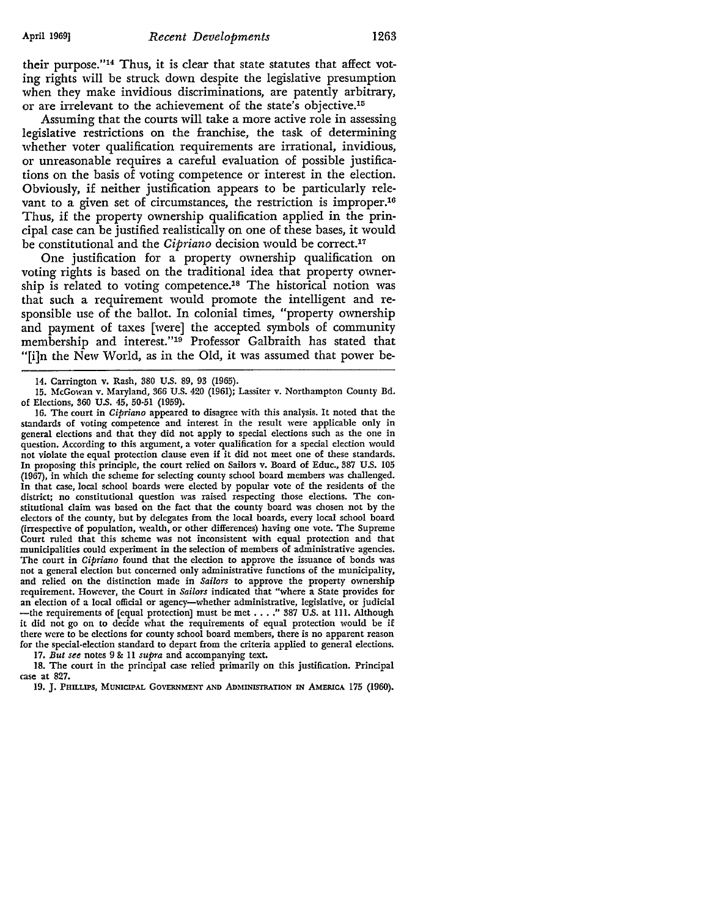their purpose."[14] Thus, it is clear that state statutes that affect voting rights will be struck down despite the legislative presumption when they make invidious discriminations, are patently arbitrary, or are irrelevant to the achievement of the state's objective.[15]

Assuming that the courts will take a more active role in assessing legislative restrictions on the franchise, the task of determining whether voter qualification requirements are irrational, invidious, or unreasonable requires a careful evaluation of possible justifications on the basis of voting competence or interest in the election. Obviously, if neither justification appears to be particularly relevant to a given set of circumstances, the restriction is improper.[16] Thus, if the property ownership qualification applied in the principal case can be justified realistically on one of these bases, it would be constitutional and the *Cipriano* decision would be correct.[17]

One justification for a property ownership qualification on voting rights is based on the traditional idea that property ownership is related to voting competence.[18] The historical notion was that such a requirement would promote the intelligent and responsible use of the ballot. In colonial times, "property ownership and payment of taxes [were] the accepted symbols of community membership and interest."[19] Professor Galbraith has stated that "[i]n the New World, as in the Old, it was assumed that power be-

---

14. Carrington v. Rash, 380 U.S. 89, 93 (1965).

15. McGowan v. Maryland, 366 U.S. 420 (1961); Lassiter v. Northampton County Bd. of Elections, 360 U.S. 45, 50-51 (1959).

16. The court in *Cipriano* appeared to disagree with this analysis. It noted that the standards of voting competence and interest in the result were applicable only in general elections and that they did not apply to special elections such as the one in question. According to this argument, a voter qualification for a special election would not violate the equal protection clause even if it did not meet one of these standards. In proposing this principle, the court relied on Sailors v. Board of Educ., 387 U.S. 105 (1967), in which the scheme for selecting county school board members was challenged. In that case, local school boards were elected by popular vote of the residents of the district; no constitutional question was raised respecting those elections. The constitutional claim was based on the fact that the county board was chosen not by the electors of the county, but by delegates from the local boards, every local school board (irrespective of population, wealth, or other differences) having one vote. The Supreme Court ruled that this scheme was not inconsistent with equal protection and that municipalities could experiment in the selection of members of administrative agencies. The court in *Cipriano* found that the election to approve the issuance of bonds was not a general election but concerned only administrative functions of the municipality, and relied on the distinction made in *Sailors* to approve the property ownership requirement. However, the Court in *Sailors* indicated that "where a State provides for an election of a local official or agency—whether administrative, legislative, or judicial —the requirements of [equal protection] must be met . . . ." 387 U.S. at 111. Although it did not go on to decide what the requirements of equal protection would be if there were to be elections for county school board members, there is no apparent reason for the special-election standard to depart from the criteria applied to general elections.

17. *But see* notes 9 & 11 *supra* and accompanying text.

18. The court in the principal case relied primarily on this justification. Principal case at 827.

19. J. Phillips, Municipal Government and Administration in America 175 (1960).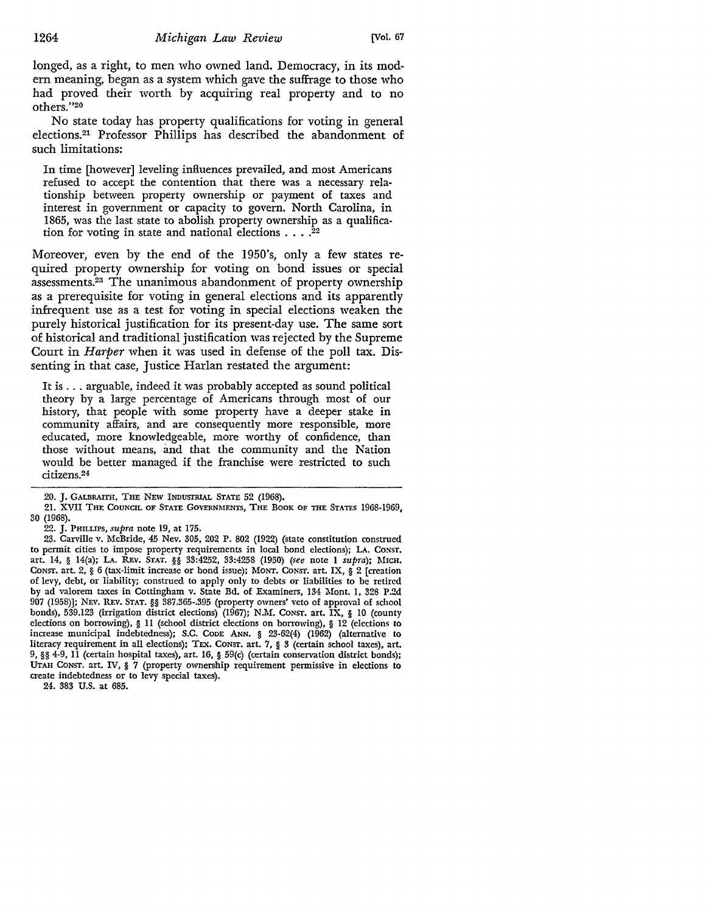longed, as a right, to men who owned land. Democracy, in its modern meaning, began as a system which gave the suffrage to those who had proved their worth by acquiring real property and to no others."[20]

No state today has property qualifications for voting in general elections.[21] Professor Phillips has described the abandonment of such limitations:

> In time [however] leveling influences prevailed, and most Americans refused to accept the contention that there was a necessary relationship between property ownership or payment of taxes and interest in government or capacity to govern. North Carolina, in 1865, was the last state to abolish property ownership as a qualification for voting in state and national elections . . . .[22]

Moreover, even by the end of the 1950's, only a few states required property ownership for voting on bond issues or special assessments.[23] The unanimous abandonment of property ownership as a prerequisite for voting in general elections and its apparently infrequent use as a test for voting in special elections weaken the purely historical justification for its present-day use. The same sort of historical and traditional justification was rejected by the Supreme Court in *Harper* when it was used in defense of the poll tax. Dissenting in that case, Justice Harlan restated the argument:

> It is . . . arguable, indeed it was probably accepted as sound political theory by a large percentage of Americans through most of our history, that people with some property have a deeper stake in community affairs, and are consequently more responsible, more educated, more knowledgeable, more worthy of confidence, than those without means, and that the community and the Nation would be better managed if the franchise were restricted to such citizens.[24]

---

20. J. GALBRAITH, THE NEW INDUSTRIAL STATE 52 (1968).

21. XVII THE COUNCIL OF STATE GOVERNMENTS, THE BOOK OF THE STATES 1968-1969, 30 (1968).

22. J. PHILLIPS, *supra* note 19, at 175.

23. Carville v. McBride, 45 Nev. 305, 202 P. 802 (1922) (state constitution construed to permit cities to impose property requirements in local bond elections); LA. CONST. art. 14, § 14(a); LA. REV. STAT. §§ 33:4252, 33:4258 (1950) (*see* note 1 *supra*); MICH. CONST. art. 2, § 6 (tax-limit increase or bond issue); MONT. CONST. art. IX, § 2 [creation of levy, debt, or liability; construed to apply only to debts or liabilities to be retired by ad valorem taxes in Cottingham v. State Bd. of Examiners, 134 Mont. 1, 328 P.2d 907 (1958)]; NEV. REV. STAT. §§ 387.365-.395 (property owners' veto of approval of school bonds), 539.123 (irrigation district elections) (1967); N.M. CONST. art. IX, § 10 (county elections on borrowing), § 11 (school district elections on borrowing), § 12 (elections to increase municipal indebtedness); S.C. CODE ANN. § 23-62(4) (1962) (alternative to literacy requirement in all elections); TEX. CONST. art. 7, § 3 (certain school taxes), art. 9, §§ 4-9, 11 (certain hospital taxes), art. 16, § 59(c) (certain conservation district bonds); UTAH CONST. art. IV, § 7 (property ownership requirement permissive in elections to create indebtedness or to levy special taxes).

24. 383 U.S. at 685.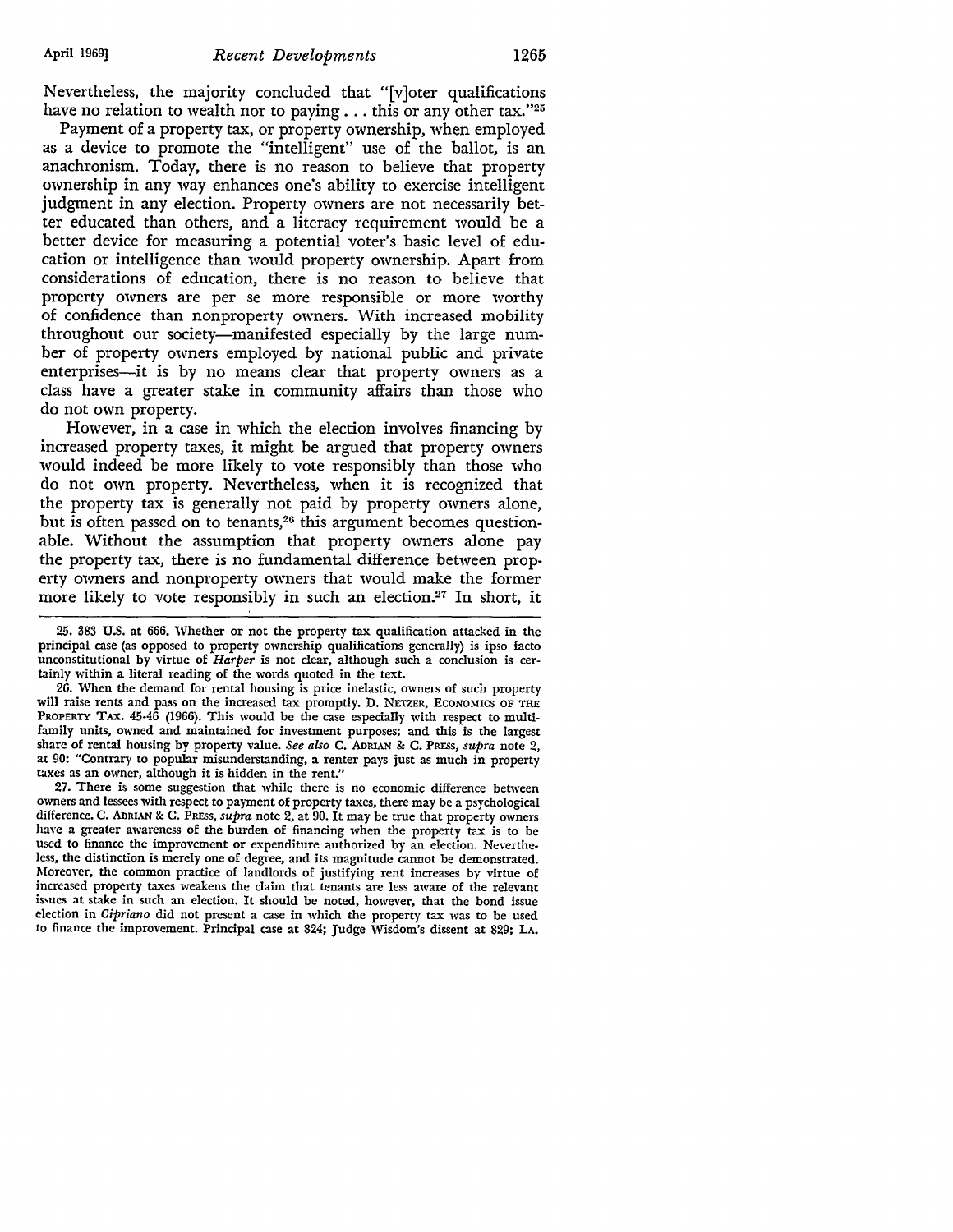Nevertheless, the majority concluded that "[v]oter qualifications have no relation to wealth nor to paying . . . this or any other tax."[25]

Payment of a property tax, or property ownership, when employed as a device to promote the "intelligent" use of the ballot, is an anachronism. Today, there is no reason to believe that property ownership in any way enhances one's ability to exercise intelligent judgment in any election. Property owners are not necessarily better educated than others, and a literacy requirement would be a better device for measuring a potential voter's basic level of education or intelligence than would property ownership. Apart from considerations of education, there is no reason to believe that property owners are per se more responsible or more worthy of confidence than nonproperty owners. With increased mobility throughout our society—manifested especially by the large number of property owners employed by national public and private enterprises—it is by no means clear that property owners as a class have a greater stake in community affairs than those who do not own property.

However, in a case in which the election involves financing by increased property taxes, it might be argued that property owners would indeed be more likely to vote responsibly than those who do not own property. Nevertheless, when it is recognized that the property tax is generally not paid by property owners alone, but is often passed on to tenants,[26] this argument becomes questionable. Without the assumption that property owners alone pay the property tax, there is no fundamental difference between property owners and nonproperty owners that would make the former more likely to vote responsibly in such an election.[27] In short, it

---

25. 383 U.S. at 666. Whether or not the property tax qualification attacked in the principal case (as opposed to property ownership qualifications generally) is ipso facto unconstitutional by virtue of *Harper* is not clear, although such a conclusion is certainly within a literal reading of the words quoted in the text.

26. When the demand for rental housing is price inelastic, owners of such property will raise rents and pass on the increased tax promptly. D. NETZER, ECONOMICS OF THE PROPERTY TAX. 45-46 (1966). This would be the case especially with respect to multifamily units, owned and maintained for investment purposes; and this is the largest share of rental housing by property value. *See also* C. ADRIAN & C. PRESS, *supra* note 2, at 90: "Contrary to popular misunderstanding, a renter pays just as much in property taxes as an owner, although it is hidden in the rent."

27. There is some suggestion that while there is no economic difference between owners and lessees with respect to payment of property taxes, there may be a psychological difference. C. ADRIAN & C. PRESS, *supra* note 2, at 90. It may be true that property owners have a greater awareness of the burden of financing when the property tax is to be used to finance the improvement or expenditure authorized by an election. Nevertheless, the distinction is merely one of degree, and its magnitude cannot be demonstrated. Moreover, the common practice of landlords of justifying rent increases by virtue of increased property taxes weakens the claim that tenants are less aware of the relevant issues at stake in such an election. It should be noted, however, that the bond issue election in *Cipriano* did not present a case in which the property tax was to be used to finance the improvement. Principal case at 824; Judge Wisdom's dissent at 829; LA.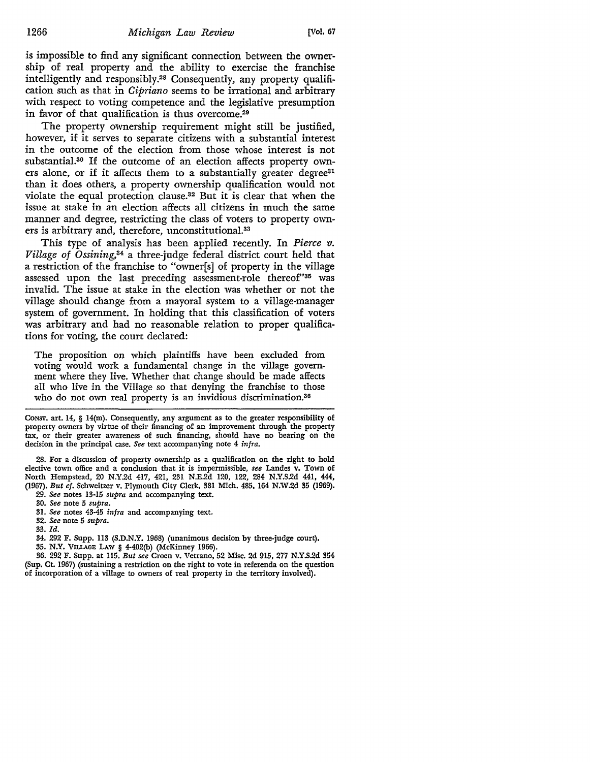is impossible to find any significant connection between the ownership of real property and the ability to exercise the franchise intelligently and responsibly.[28] Consequently, any property qualification such as that in *Cipriano* seems to be irrational and arbitrary with respect to voting competence and the legislative presumption in favor of that qualification is thus overcome.[29]

The property ownership requirement might still be justified, however, if it serves to separate citizens with a substantial interest in the outcome of the election from those whose interest is not substantial.[30] If the outcome of an election affects property owners alone, or if it affects them to a substantially greater degree[31] than it does others, a property ownership qualification would not violate the equal protection clause.[32] But it is clear that when the issue at stake in an election affects all citizens in much the same manner and degree, restricting the class of voters to property owners is arbitrary and, therefore, unconstitutional.[33]

This type of analysis has been applied recently. In *Pierce v. Village of Ossining*,[34] a three-judge federal district court held that a restriction of the franchise to "owner[s] of property in the village assessed upon the last preceding assessment-role thereof"[35] was invalid. The issue at stake in the election was whether or not the village should change from a mayoral system to a village-manager system of government. In holding that this classification of voters was arbitrary and had no reasonable relation to proper qualifications for voting, the court declared:

> The proposition on which plaintiffs have been excluded from voting would work a fundamental change in the village government where they live. Whether that change should be made affects all who live in the Village so that denying the franchise to those who do not own real property is an invidious discrimination.[36]

---

CONST. art. 14, § 14(m). Consequently, any argument as to the greater responsibility of property owners by virtue of their financing of an improvement through the property tax, or their greater awareness of such financing, should have no bearing on the decision in the principal case. *See* text accompanying note 4 *infra.*

28. For a discussion of property ownership as a qualification on the right to hold elective town office and a conclusion that it is impermissible, *see* Landes v. Town of North Hempstead, 20 N.Y.2d 417, 421, 231 N.E.2d 120, 122, 284 N.Y.S.2d 441, 444, (1967). *But cf.* Schweitzer v. Plymouth City Clerk, 381 Mich. 485, 164 N.W.2d 35 (1969).

29. *See* notes 13-15 *supra* and accompanying text.

30. *See* note 5 *supra.*

31. *See* notes 43-45 *infra* and accompanying text.

32. *See* note 5 *supra.*

33. *Id.*

34. 292 F. Supp. 113 (S.D.N.Y. 1968) (unanimous decision by three-judge court).

35. N.Y. VILLAGE LAW § 4-402(b) (McKinney 1966).

36. 292 F. Supp. at 115. *But see* Croen v. Vetrano, 52 Misc. 2d 915, 277 N.Y.S.2d 354 (Sup. Ct. 1967) (sustaining a restriction on the right to vote in referenda on the question of incorporation of a village to owners of real property in the territory involved).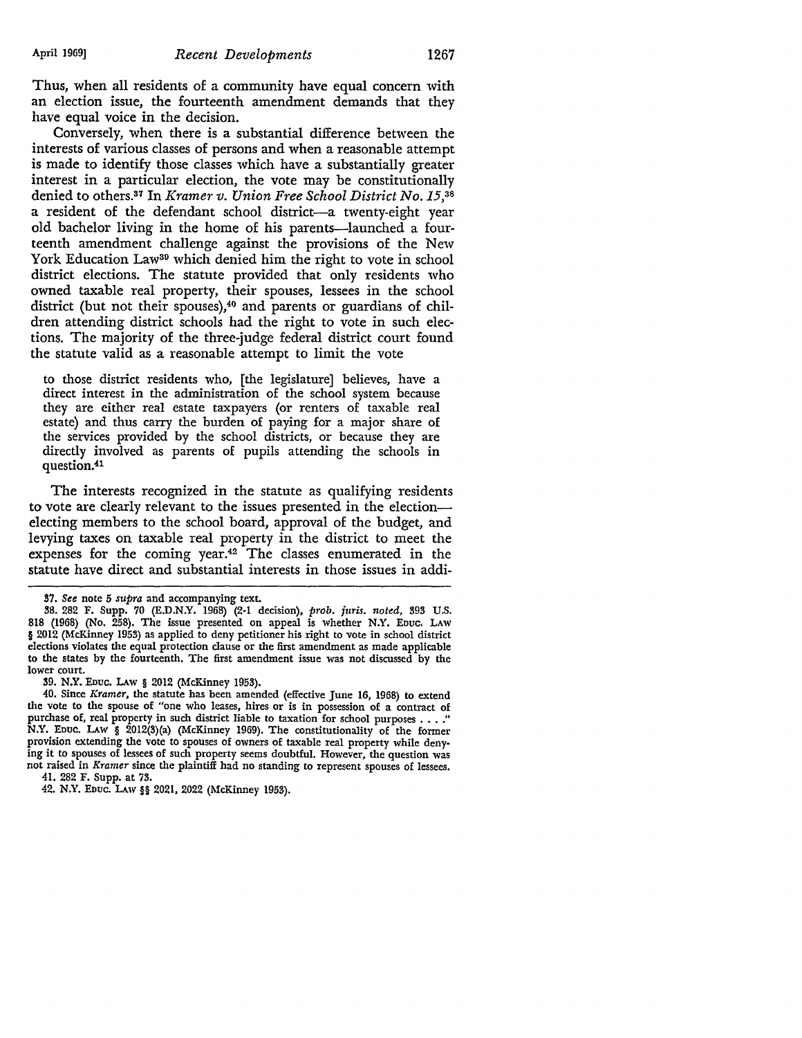Thus, when all residents of a community have equal concern with an election issue, the fourteenth amendment demands that they have equal voice in the decision.

Conversely, when there is a substantial difference between the interests of various classes of persons and when a reasonable attempt is made to identify those classes which have a substantially greater interest in a particular election, the vote may be constitutionally denied to others.[37] In *Kramer v. Union Free School District No. 15*,[38] a resident of the defendant school district—a twenty-eight year old bachelor living in the home of his parents—launched a fourteenth amendment challenge against the provisions of the New York Education Law[39] which denied him the right to vote in school district elections. The statute provided that only residents who owned taxable real property, their spouses, lessees in the school district (but not their spouses),[40] and parents or guardians of children attending district schools had the right to vote in such elections. The majority of the three-judge federal district court found the statute valid as a reasonable attempt to limit the vote

> to those district residents who, [the legislature] believes, have a direct interest in the administration of the school system because they are either real estate taxpayers (or renters of taxable real estate) and thus carry the burden of paying for a major share of the services provided by the school districts, or because they are directly involved as parents of pupils attending the schools in question.[41]

The interests recognized in the statute as qualifying residents to vote are clearly relevant to the issues presented in the election—electing members to the school board, approval of the budget, and levying taxes on taxable real property in the district to meet the expenses for the coming year.[42] The classes enumerated in the statute have direct and substantial interests in those issues in addi-

---

37. *See* note 5 *supra* and accompanying text.

38. 282 F. Supp. 70 (E.D.N.Y. 1968) (2-1 decision), *prob. juris. noted*, 393 U.S. 818 (1968) (No. 258). The issue presented on appeal is whether N.Y. EDUC. LAW § 2012 (McKinney 1953) as applied to deny petitioner his right to vote in school district elections violates the equal protection clause or the first amendment as made applicable to the states by the fourteenth. The first amendment issue was not discussed by the lower court.

39. N.Y. EDUC. LAW § 2012 (McKinney 1953).

40. Since *Kramer*, the statute has been amended (effective June 16, 1968) to extend the vote to the spouse of "one who leases, hires or is in possession of a contract of purchase of, real property in such district liable to taxation for school purposes . . . ." N.Y. EDUC. LAW § 2012(3)(a) (McKinney 1969). The constitutionality of the former provision extending the vote to spouses of owners of taxable real property while denying it to spouses of lessees of such property seems doubtful. However, the question was not raised in *Kramer* since the plaintiff had no standing to represent spouses of lessees.

41. 282 F. Supp. at 73.

42. N.Y. EDUC. LAW §§ 2021, 2022 (McKinney 1953).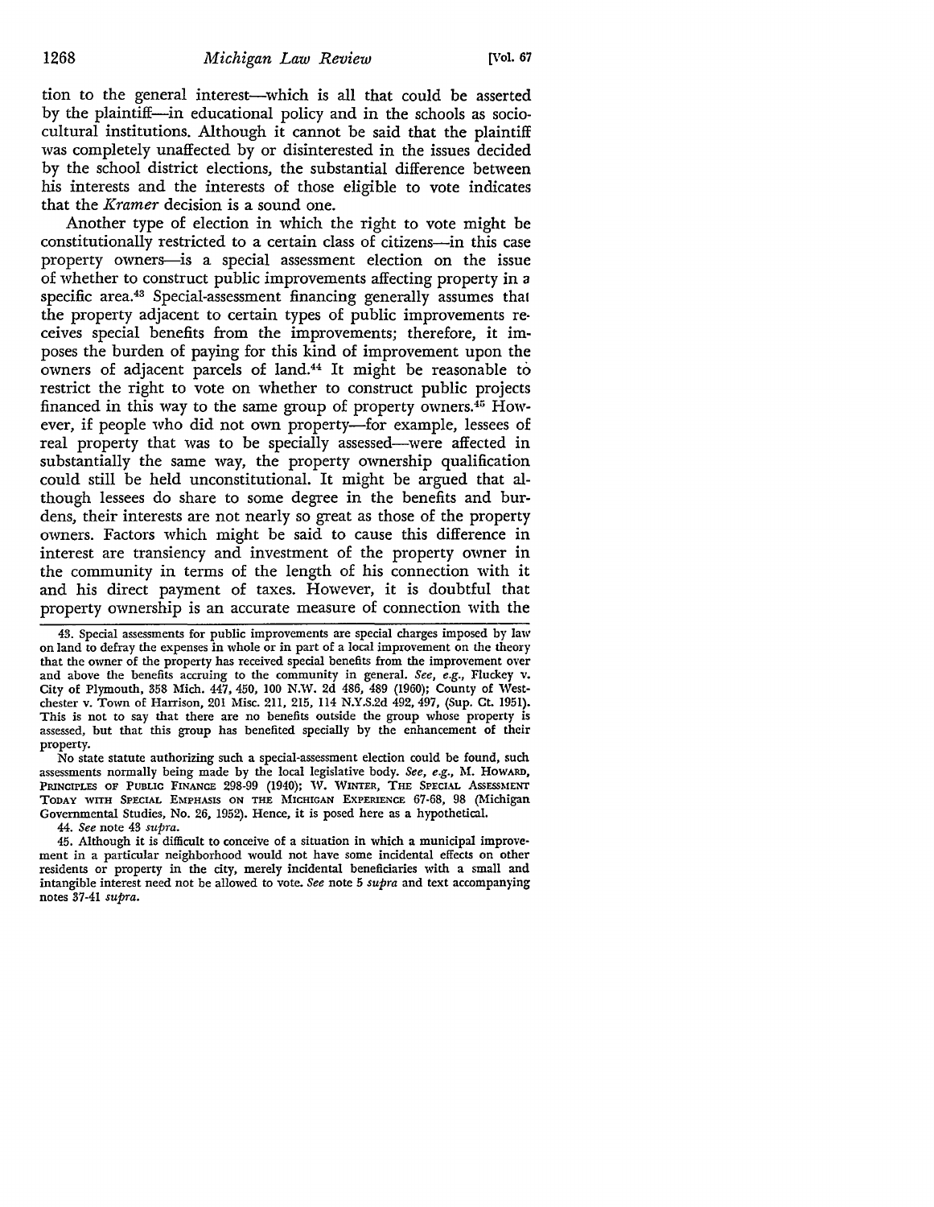tion to the general interest—which is all that could be asserted by the plaintiff—in educational policy and in the schools as sociocultural institutions. Although it cannot be said that the plaintiff was completely unaffected by or disinterested in the issues decided by the school district elections, the substantial difference between his interests and the interests of those eligible to vote indicates that the *Kramer* decision is a sound one.

Another type of election in which the right to vote might be constitutionally restricted to a certain class of citizens—in this case property owners—is a special assessment election on the issue of whether to construct public improvements affecting property in a specific area.[43] Special-assessment financing generally assumes that the property adjacent to certain types of public improvements receives special benefits from the improvements; therefore, it imposes the burden of paying for this kind of improvement upon the owners of adjacent parcels of land.[44] It might be reasonable to restrict the right to vote on whether to construct public projects financed in this way to the same group of property owners.[45] However, if people who did not own property—for example, lessees of real property that was to be specially assessed—were affected in substantially the same way, the property ownership qualification could still be held unconstitutional. It might be argued that although lessees do share to some degree in the benefits and burdens, their interests are not nearly so great as those of the property owners. Factors which might be said to cause this difference in interest are transiency and investment of the property owner in the community in terms of the length of his connection with it and his direct payment of taxes. However, it is doubtful that property ownership is an accurate measure of connection with the

---

43. Special assessments for public improvements are special charges imposed by law on land to defray the expenses in whole or in part of a local improvement on the theory that the owner of the property has received special benefits from the improvement over and above the benefits accruing to the community in general. *See, e.g.*, Fluckey v. City of Plymouth, 358 Mich. 447, 450, 100 N.W. 2d 486, 489 (1960); County of Westchester v. Town of Harrison, 201 Misc. 211, 215, 114 N.Y.S.2d 492, 497, (Sup. Ct. 1951). This is not to say that there are no benefits outside the group whose property is assessed, but that this group has benefited specially by the enhancement of their property.

No state statute authorizing such a special-assessment election could be found, such assessments normally being made by the local legislative body. *See, e.g.*, M. HOWARD, PRINCIPLES OF PUBLIC FINANCE 298-99 (1940); W. WINTER, THE SPECIAL ASSESSMENT TODAY WITH SPECIAL EMPHASIS ON THE MICHIGAN EXPERIENCE 67-68, 98 (Michigan Governmental Studies, No. 26, 1952). Hence, it is posed here as a hypothetical.

44. *See* note 43 *supra*.

45. Although it is difficult to conceive of a situation in which a municipal improvement in a particular neighborhood would not have some incidental effects on other residents or property in the city, merely incidental beneficiaries with a small and intangible interest need not be allowed to vote. *See* note 5 *supra* and text accompanying notes 37-41 *supra*.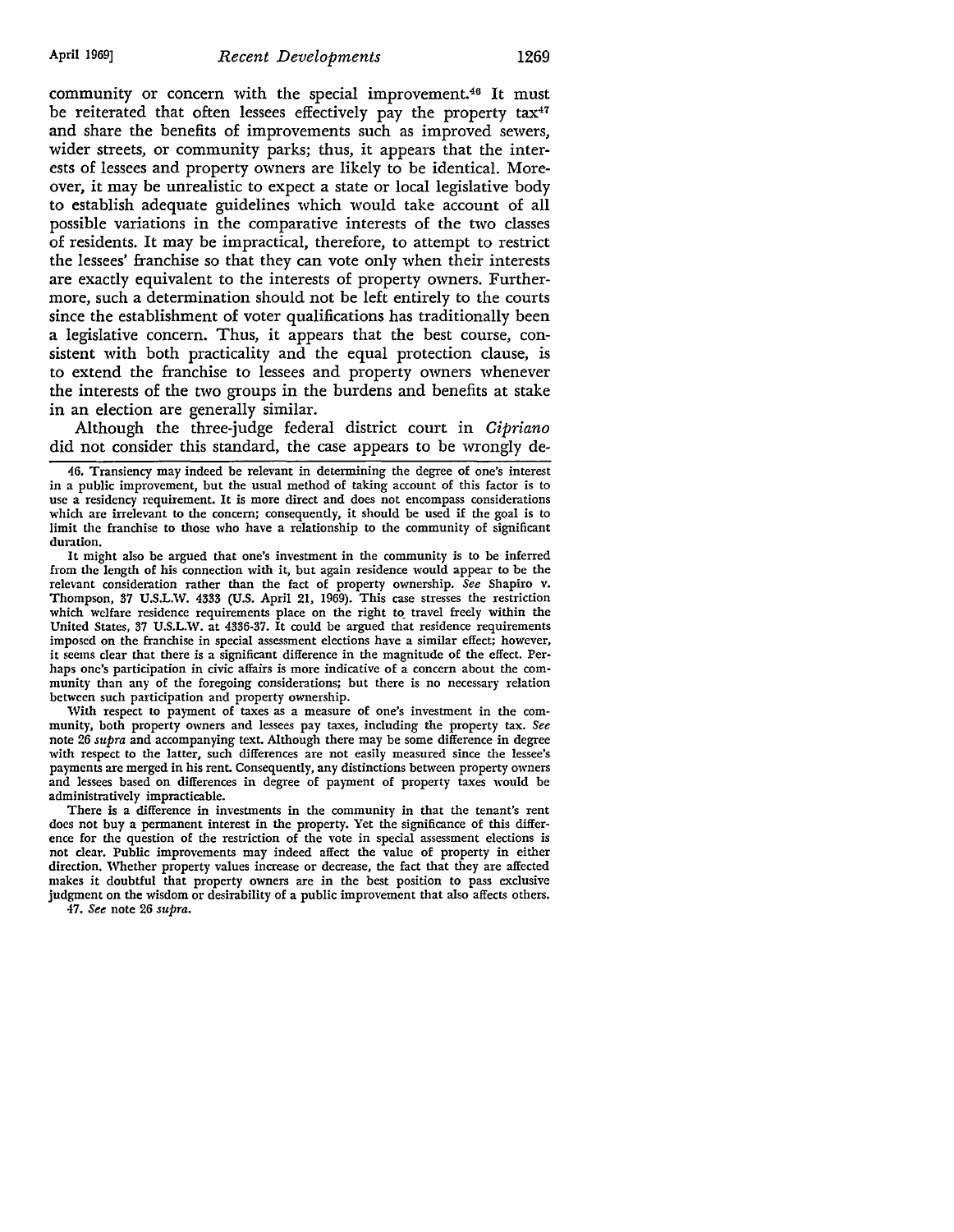community or concern with the special improvement.[46] It must be reiterated that often lessees effectively pay the property tax[47] and share the benefits of improvements such as improved sewers, wider streets, or community parks; thus, it appears that the interests of lessees and property owners are likely to be identical. Moreover, it may be unrealistic to expect a state or local legislative body to establish adequate guidelines which would take account of all possible variations in the comparative interests of the two classes of residents. It may be impractical, therefore, to attempt to restrict the lessees' franchise so that they can vote only when their interests are exactly equivalent to the interests of property owners. Furthermore, such a determination should not be left entirely to the courts since the establishment of voter qualifications has traditionally been a legislative concern. Thus, it appears that the best course, consistent with both practicality and the equal protection clause, is to extend the franchise to lessees and property owners whenever the interests of the two groups in the burdens and benefits at stake in an election are generally similar.

Although the three-judge federal district court in *Cipriano* did not consider this standard, the case appears to be wrongly de-

---

46. Transiency may indeed be relevant in determining the degree of one's interest in a public improvement, but the usual method of taking account of this factor is to use a residency requirement. It is more direct and does not encompass considerations which are irrelevant to the concern; consequently, it should be used if the goal is to limit the franchise to those who have a relationship to the community of significant duration.

It might also be argued that one's investment in the community is to be inferred from the length of his connection with it, but again residence would appear to be the relevant consideration rather than the fact of property ownership. *See* Shapiro v. Thompson, 37 U.S.L.W. 4333 (U.S. April 21, 1969). This case stresses the restriction which welfare residence requirements place on the right to travel freely within the United States, 37 U.S.L.W. at 4336-37. It could be argued that residence requirements imposed on the franchise in special assessment elections have a similar effect; however, it seems clear that there is a significant difference in the magnitude of the effect. Perhaps one's participation in civic affairs is more indicative of a concern about the community than any of the foregoing considerations; but there is no necessary relation between such participation and property ownership.

With respect to payment of taxes as a measure of one's investment in the community, both property owners and lessees pay taxes, including the property tax. *See* note 26 *supra* and accompanying text. Although there may be some difference in degree with respect to the latter, such differences are not easily measured since the lessee's payments are merged in his rent. Consequently, any distinctions between property owners and lessees based on differences in degree of payment of property taxes would be administratively impracticable.

There is a difference in investments in the community in that the tenant's rent does not buy a permanent interest in the property. Yet the significance of this difference for the question of the restriction of the vote in special assessment elections is not clear. Public improvements may indeed affect the value of property in either direction. Whether property values increase or decrease, the fact that they are affected makes it doubtful that property owners are in the best position to pass exclusive judgment on the wisdom or desirability of a public improvement that also affects others.

47. *See* note 26 *supra*.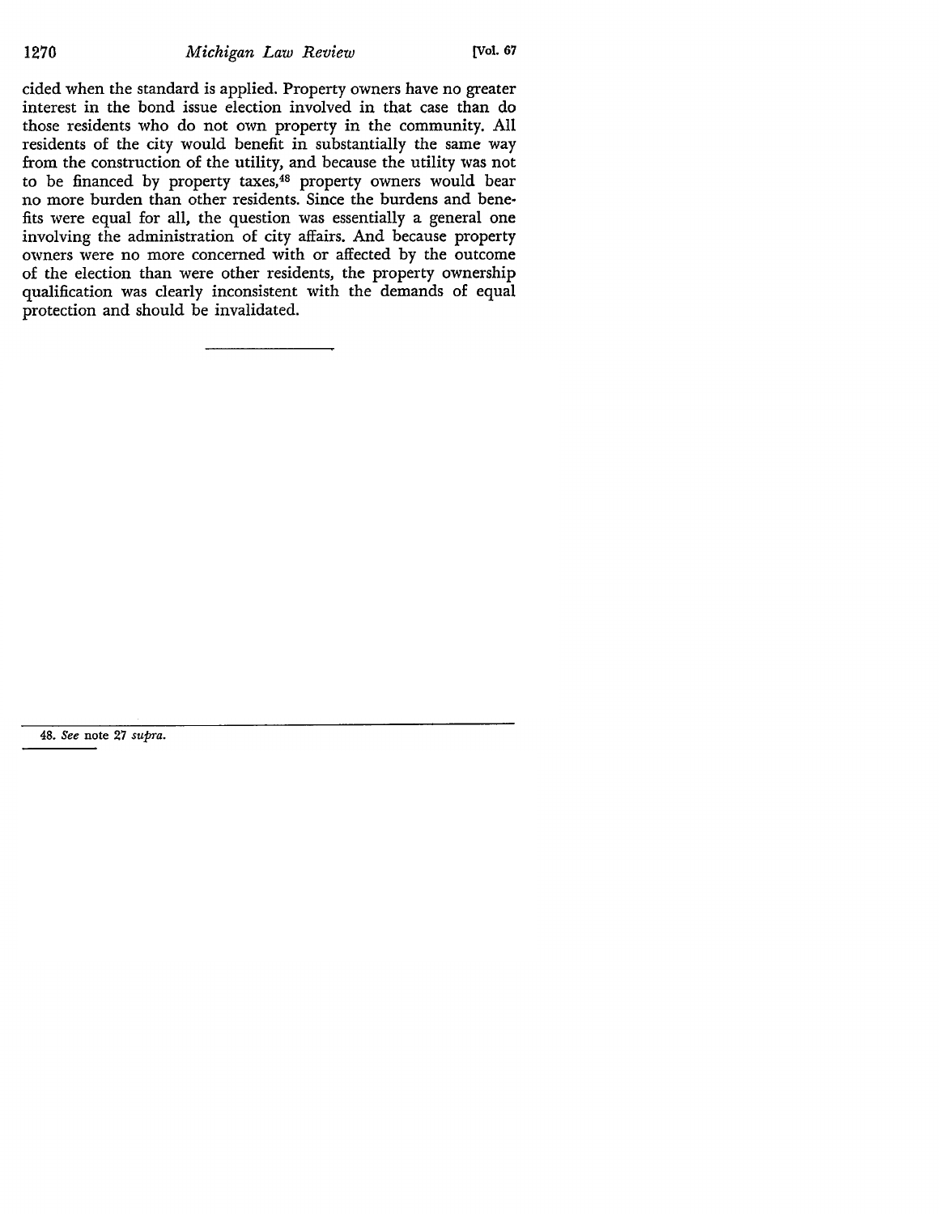cided when the standard is applied. Property owners have no greater interest in the bond issue election involved in that case than do those residents who do not own property in the community. All residents of the city would benefit in substantially the same way from the construction of the utility, and because the utility was not to be financed by property taxes,[48] property owners would bear no more burden than other residents. Since the burdens and benefits were equal for all, the question was essentially a general one involving the administration of city affairs. And because property owners were no more concerned with or affected by the outcome of the election than were other residents, the property ownership qualification was clearly inconsistent with the demands of equal protection and should be invalidated.

---

48. *See* note 27 *supra*.